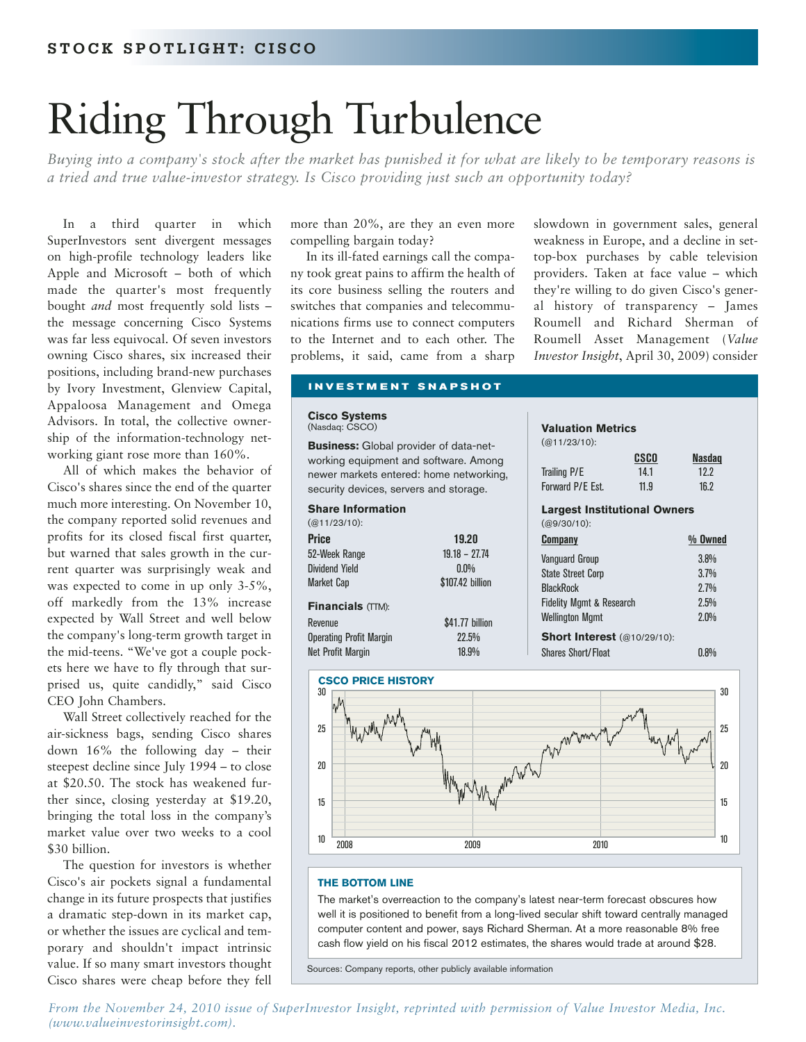STOCK SPOTLIGHT: CISCO

# Riding Through Turbulence

*Buying into a company's stock after the market has punished it for what are likely to be temporary reasons is a tried and true value-investor strategy. Is Cisco providing just such an opportunity today?*

In a third quarter in which SuperInvestors sent divergent messages on high-profile technology leaders like Apple and Microsoft – both of which made the quarter's most frequently bought *and* most frequently sold lists – the message concerning Cisco Systems was far less equivocal. Of seven investors owning Cisco shares, six increased their positions, including brand-new purchases by Ivory Investment, Glenview Capital, Appaloosa Management and Omega Advisors. In total, the collective ownership of the information-technology networking giant rose more than 160%.

All of which makes the behavior of Cisco's shares since the end of the quarter much more interesting. On November 10, the company reported solid revenues and profits for its closed fiscal first quarter, but warned that sales growth in the current quarter was surprisingly weak and was expected to come in up only 3-5%, off markedly from the 13% increase expected by Wall Street and well below the company's long-term growth target in the mid-teens. "We've got a couple pockets here we have to fly through that surprised us, quite candidly," said Cisco CEO John Chambers.

Wall Street collectively reached for the air-sickness bags, sending Cisco shares down 16% the following day – their steepest decline since July 1994 – to close at $20.50. The stock has weakened further since, closing yesterday at $19.20, bringing the total loss in the company's market value over two weeks to a cool $30 billion.

The question for investors is whether Cisco's air pockets signal a fundamental change in its future prospects that justifies a dramatic step-down in its market cap, or whether the issues are cyclical and temporary and shouldn't impact intrinsic value. If so many smart investors thought Cisco shares were cheap before they fell more than 20%, are they an even more compelling bargain today?

In its ill-fated earnings call the company took great pains to affirm the health of its core business selling the routers and switches that companies and telecommunications firms use to connect computers to the Internet and to each other. The problems, it said, came from a sharp slowdown in government sales, general weakness in Europe, and a decline in set-top-box purchases by cable television providers. Taken at face value – which they're willing to do given Cisco's general history of transparency – James Roumell and Richard Sherman of Roumell Asset Management (*Value Investor Insight*, April 30, 2009) consider

## INVESTMENT SNAPSHOT

**Cisco Systems**
(Nasdaq: CSCO)

**Business:** Global provider of data-networking equipment and software. Among newer markets entered: home networking, security devices, servers and storage.

**Share Information**
(@11/23/10):

| | |
|---|---|
| **Price** | **19.20** |
| 52-Week Range | 19.18 – 27.74 |
| Dividend Yield | 0.0% |
| Market Cap | $107.42 billion |

**Financials** (TTM):

| | |
|---|---|
| Revenue | $41.77 billion |
| Operating Profit Margin | 22.5% |
| Net Profit Margin | 18.9% |

**Valuation Metrics**
(@11/23/10):

| | CSCO | Nasdaq |
|---|---|---|
| Trailing P/E | 14.1 | 12.2 |
| Forward P/E Est. | 11.9 | 16.2 |

**Largest Institutional Owners**
(@9/30/10):

| Company | % Owned |
|---|---|
| Vanguard Group | 3.8% |
| State Street Corp | 3.7% |
| BlackRock | 2.7% |
| Fidelity Mgmt & Research | 2.5% |
| Wellington Mgmt | 2.0% |

**Short Interest** (@10/29/10):

| | |
|---|---|
| Shares Short/Float | 0.8% |

**CSCO PRICE HISTORY**

**THE BOTTOM LINE**

The market's overreaction to the company's latest near-term forecast obscures how well it is positioned to benefit from a long-lived secular shift toward centrally managed computer content and power, says Richard Sherman. At a more reasonable 8% free cash flow yield on his fiscal 2012 estimates, the shares would trade at around $28.

Sources: Company reports, other publicly available information

*From the November 24, 2010 issue of SuperInvestor Insight, reprinted with permission of Value Investor Media, Inc. (www.valueinvestorinsight.com).*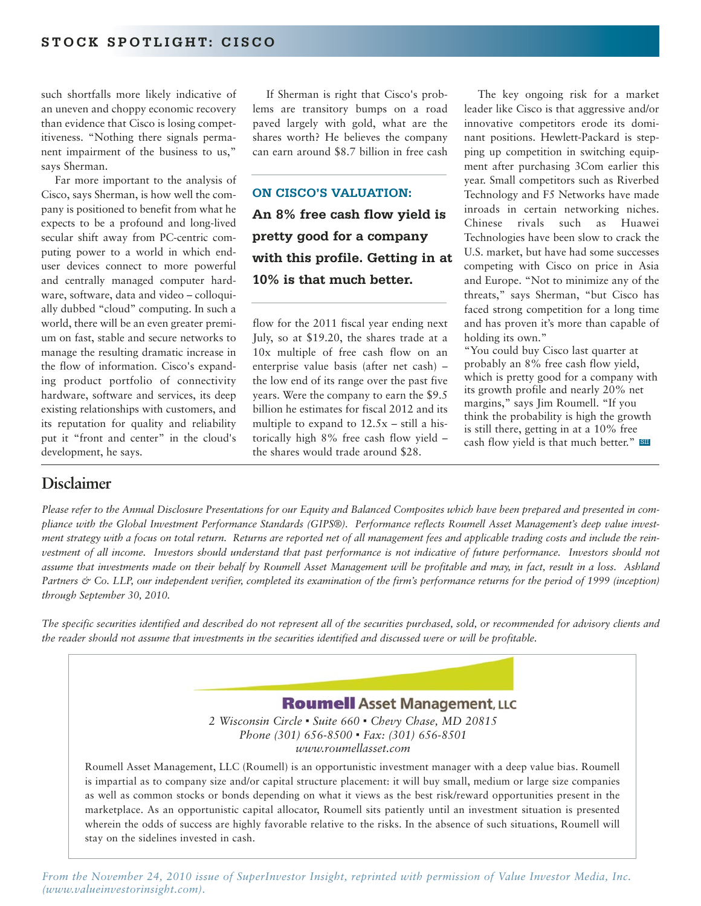such shortfalls more likely indicative of an uneven and choppy economic recovery than evidence that Cisco is losing competitiveness. "Nothing there signals permanent impairment of the business to us," says Sherman.

Far more important to the analysis of Cisco, says Sherman, is how well the company is positioned to benefit from what he expects to be a profound and long-lived secular shift away from PC-centric computing power to a world in which end-user devices connect to more powerful and centrally managed computer hardware, software, data and video – colloquially dubbed "cloud" computing. In such a world, there will be an even greater premium on fast, stable and secure networks to manage the resulting dramatic increase in the flow of information. Cisco's expanding product portfolio of connectivity hardware, software and services, its deep existing relationships with customers, and its reputation for quality and reliability put it "front and center" in the cloud's development, he says.

If Sherman is right that Cisco's problems are transitory bumps on a road paved largely with gold, what are the shares worth? He believes the company can earn around $8.7 billion in free cash flow for the 2011 fiscal year ending next July, so at $19.20, the shares trade at a 10x multiple of free cash flow on an enterprise value basis (after net cash) – the low end of its range over the past five years. Were the company to earn the $9.5 billion he estimates for fiscal 2012 and its multiple to expand to 12.5x – still a historically high 8% free cash flow yield – the shares would trade around $28.

**ON CISCO'S VALUATION:**

**An 8% free cash flow yield is pretty good for a company with this profile. Getting in at 10% is that much better.**

The key ongoing risk for a market leader like Cisco is that aggressive and/or innovative competitors erode its dominant positions. Hewlett-Packard is stepping up competition in switching equipment after purchasing 3Com earlier this year. Small competitors such as Riverbed Technology and F5 Networks have made inroads in certain networking niches. Chinese rivals such as Huawei Technologies have been slow to crack the U.S. market, but have had some successes competing with Cisco on price in Asia and Europe. "Not to minimize any of the threats," says Sherman, "but Cisco has faced strong competition for a long time and has proven it's more than capable of holding its own."

"You could buy Cisco last quarter at probably an 8% free cash flow yield, which is pretty good for a company with its growth profile and nearly 20% net margins," says Jim Roumell. "If you think the probability is high the growth is still there, getting in at a 10% free cash flow yield is that much better."

## Disclaimer

*Please refer to the Annual Disclosure Presentations for our Equity and Balanced Composites which have been prepared and presented in compliance with the Global Investment Performance Standards (GIPS®). Performance reflects Roumell Asset Management's deep value investment strategy with a focus on total return. Returns are reported net of all management fees and applicable trading costs and include the reinvestment of all income. Investors should understand that past performance is not indicative of future performance. Investors should not assume that investments made on their behalf by Roumell Asset Management will be profitable and may, in fact, result in a loss. Ashland Partners & Co. LLP, our independent verifier, completed its examination of the firm's performance returns for the period of 1999 (inception) through September 30, 2010.*

*The specific securities identified and described do not represent all of the securities purchased, sold, or recommended for advisory clients and the reader should not assume that investments in the securities identified and discussed were or will be profitable.*

**Roumell** Asset Management, LLC

*2 Wisconsin Circle ▪ Suite 660 ▪ Chevy Chase, MD 20815*
*Phone (301) 656-8500 ▪ Fax: (301) 656-8501*
*www.roumellasset.com*

Roumell Asset Management, LLC (Roumell) is an opportunistic investment manager with a deep value bias. Roumell is impartial as to company size and/or capital structure placement: it will buy small, medium or large size companies as well as common stocks or bonds depending on what it views as the best risk/reward opportunities present in the marketplace. As an opportunistic capital allocator, Roumell sits patiently until an investment situation is presented wherein the odds of success are highly favorable relative to the risks. In the absence of such situations, Roumell will stay on the sidelines invested in cash.

*From the November 24, 2010 issue of SuperInvestor Insight, reprinted with permission of Value Investor Media, Inc. (www.valueinvestorinsight.com).*